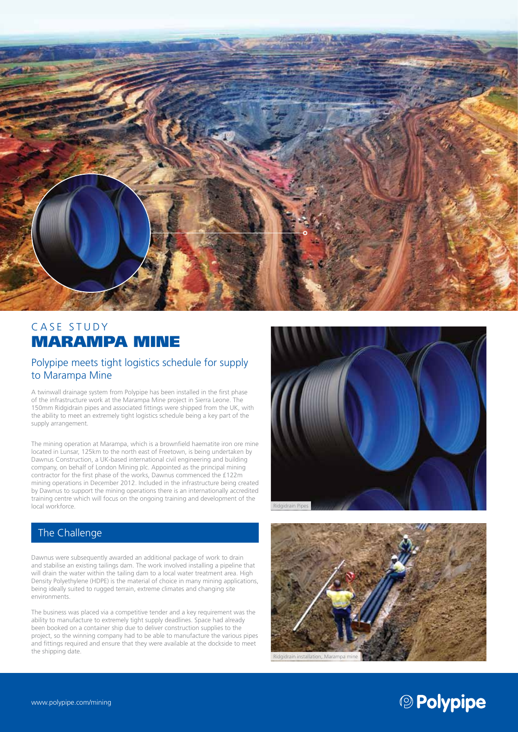CASE STUDY

# MARAMPA MINE

## Polypipe meets tight logistics schedule for supply to Marampa Mine

A twinwall drainage system from Polypipe has been installed in the first phase of the infrastructure work at the Marampa Mine project in Sierra Leone. The 150mm Ridgidrain pipes and associated fittings were shipped from the UK, with the ability to meet an extremely tight logistics schedule being a key part of the supply arrangement.

The mining operation at Marampa, which is a brownfield haematite iron ore mine located in Lunsar, 125km to the north east of Freetown, is being undertaken by Dawnus Construction, a UK-based international civil engineering and building company, on behalf of London Mining plc. Appointed as the principal mining contractor for the first phase of the works, Dawnus commenced the £122m mining operations in December 2012. Included in the infrastructure being created by Dawnus to support the mining operations there is an internationally accredited training centre which will focus on the ongoing training and development of the local workforce.

Ridgidrain Pipes

## The Challenge

Dawnus were subsequently awarded an additional package of work to drain and stabilise an existing tailings dam. The work involved installing a pipeline that will drain the water within the tailing dam to a local water treatment area. High Density Polyethylene (HDPE) is the material of choice in many mining applications, being ideally suited to rugged terrain, extreme climates and changing site environments.

The business was placed via a competitive tender and a key requirement was the ability to manufacture to extremely tight supply deadlines. Space had already been booked on a container ship due to deliver construction supplies to the project, so the winning company had to be able to manufacture the various pipes and fittings required and ensure that they were available at the dockside to meet the shipping date.

Ridgidrain installation, Marampa mine

www.polypipe.com/mining

Polypipe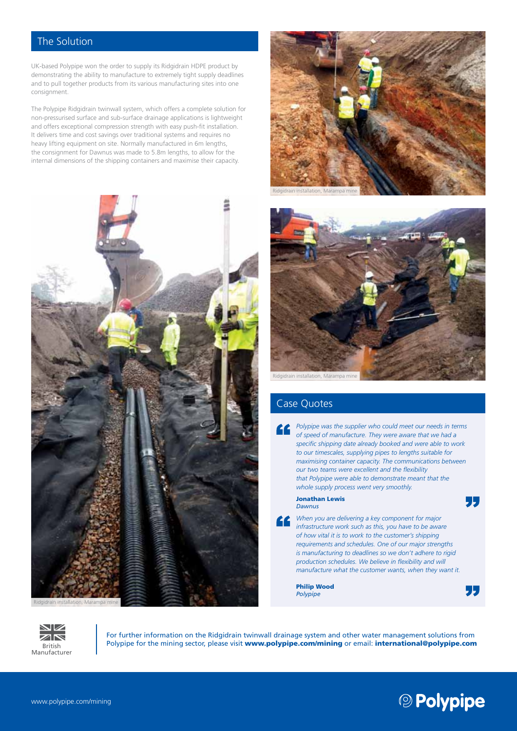## The Solution

UK-based Polypipe won the order to supply its Ridgidrain HDPE product by demonstrating the ability to manufacture to extremely tight supply deadlines and to pull together products from its various manufacturing sites into one consignment.

The Polypipe Ridgidrain twinwall system, which offers a complete solution for non-pressurised surface and sub-surface drainage applications is lightweight and offers exceptional compression strength with easy push-fit installation. It delivers time and cost savings over traditional systems and requires no heavy lifting equipment on site. Normally manufactured in 6m lengths, the consignment for Dawnus was made to 5.8m lengths, to allow for the internal dimensions of the shipping containers and maximise their capacity.

Ridgidrain installation, Marampa mine

Ridgidrain installation, Marampa mine

Ridgidrain installation, Marampa mine

## Case Quotes

*Polypipe was the supplier who could meet our needs in terms of speed of manufacture. They were aware that we had a specific shipping date already booked and were able to work to our timescales, supplying pipes to lengths suitable for maximising container capacity. The communications between our two teams were excellent and the flexibility that Polypipe were able to demonstrate meant that the whole supply process went very smoothly.*

**Jonathan Lewis**
*Dawnus*

*When you are delivering a key component for major infrastructure work such as this, you have to be aware of how vital it is to work to the customer's shipping requirements and schedules. One of our major strengths is manufacturing to deadlines so we don't adhere to rigid production schedules. We believe in flexibility and will manufacture what the customer wants, when they want it.*

**Philip Wood**
*Polypipe*

British Manufacturer

For further information on the Ridgidrain twinwall drainage system and other water management solutions from Polypipe for the mining sector, please visit **www.polypipe.com/mining** or email: **international@polypipe.com**

www.polypipe.com/mining

Polypipe